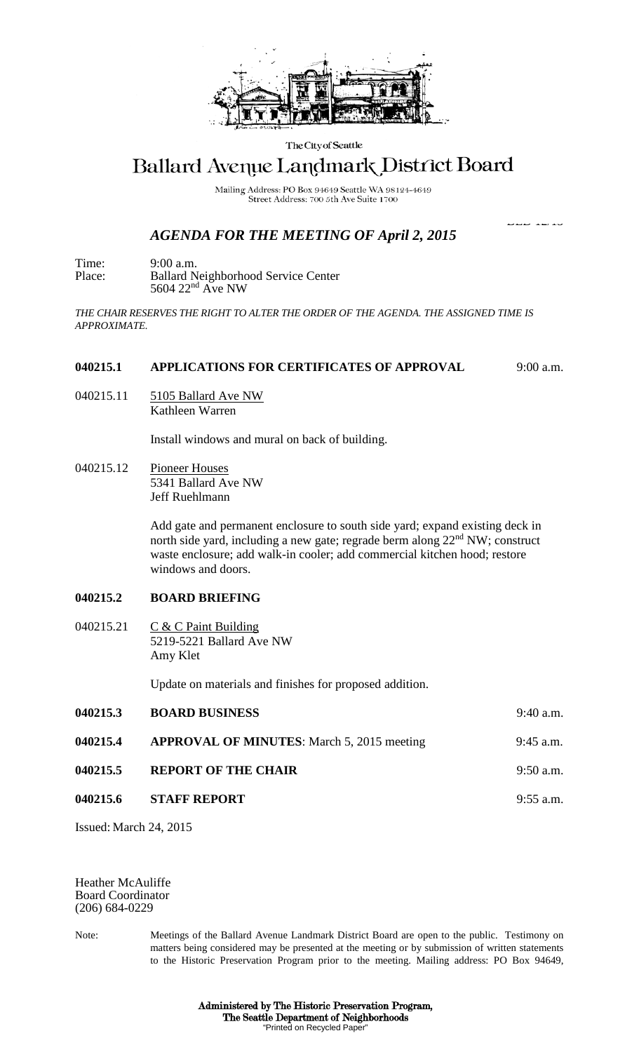The City of Seattle

# Ballard Avenue Landmark District Board

Mailing Address: PO Box 94649 Seattle WA 98124-4649
Street Address: 700 5th Ave Suite 1700

BLD 12/15

## *AGENDA FOR THE MEETING OF April 2, 2015*

Time: 9:00 a.m.
Place: Ballard Neighborhood Service Center
5604 22nd Ave NW

*THE CHAIR RESERVES THE RIGHT TO ALTER THE ORDER OF THE AGENDA. THE ASSIGNED TIME IS APPROXIMATE.*

**040215.1 APPLICATIONS FOR CERTIFICATES OF APPROVAL** 9:00 a.m.

040215.11 5105 Ballard Ave NW
Kathleen Warren

Install windows and mural on back of building.

040215.12 Pioneer Houses
5341 Ballard Ave NW
Jeff Ruehlmann

Add gate and permanent enclosure to south side yard; expand existing deck in north side yard, including a new gate; regrade berm along 22nd NW; construct waste enclosure; add walk-in cooler; add commercial kitchen hood; restore windows and doors.

**040215.2 BOARD BRIEFING**

040215.21 C & C Paint Building
5219-5221 Ballard Ave NW
Amy Klet

Update on materials and finishes for proposed addition.

**040215.3 BOARD BUSINESS** 9:40 a.m.

**040215.4 APPROVAL OF MINUTES**: March 5, 2015 meeting 9:45 a.m.

**040215.5 REPORT OF THE CHAIR** 9:50 a.m.

**040215.6 STAFF REPORT** 9:55 a.m.

Issued: March 24, 2015

Heather McAuliffe
Board Coordinator
(206) 684-0229

Note: Meetings of the Ballard Avenue Landmark District Board are open to the public. Testimony on matters being considered may be presented at the meeting or by submission of written statements to the Historic Preservation Program prior to the meeting. Mailing address: PO Box 94649,

**Administered by The Historic Preservation Program,**
**The Seattle Department of Neighborhoods**
"Printed on Recycled Paper"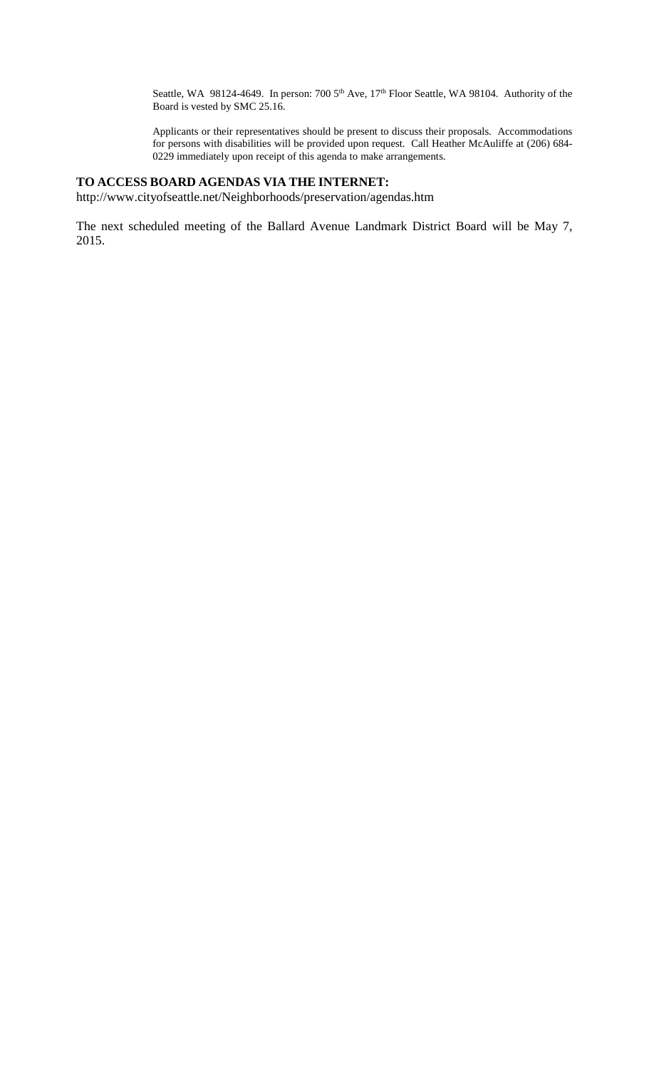Seattle, WA 98124-4649. In person: 700 5th Ave, 17th Floor Seattle, WA 98104. Authority of the Board is vested by SMC 25.16.

Applicants or their representatives should be present to discuss their proposals. Accommodations for persons with disabilities will be provided upon request. Call Heather McAuliffe at (206) 684-0229 immediately upon receipt of this agenda to make arrangements.

**TO ACCESS BOARD AGENDAS VIA THE INTERNET:**

http://www.cityofseattle.net/Neighborhoods/preservation/agendas.htm

The next scheduled meeting of the Ballard Avenue Landmark District Board will be May 7, 2015.